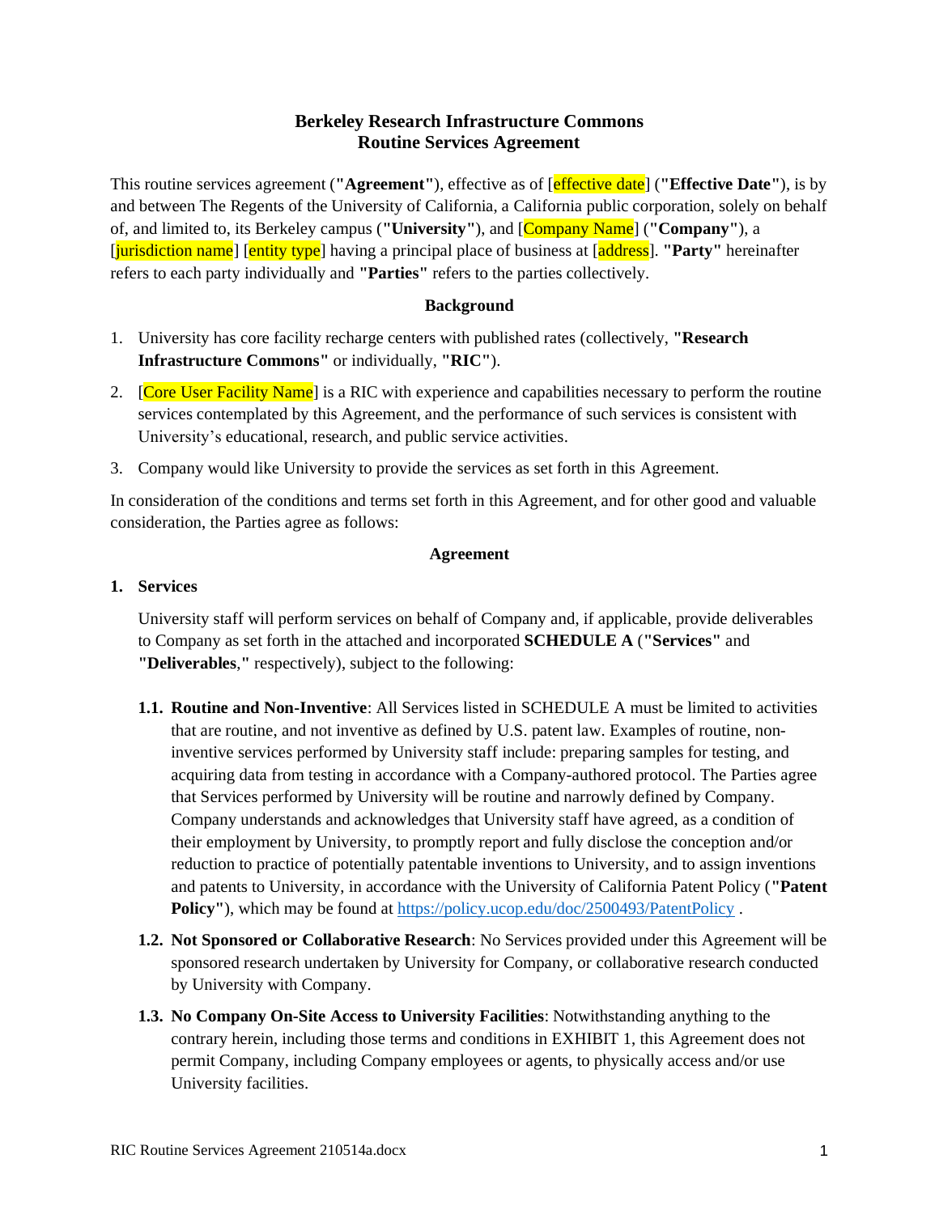# Berkeley Research Infrastructure Commons
# Routine Services Agreement

This routine services agreement (**"Agreement"**), effective as of [effective date] (**"Effective Date"**), is by and between The Regents of the University of California, a California public corporation, solely on behalf of, and limited to, its Berkeley campus (**"University"**), and [Company Name] (**"Company"**), a [jurisdiction name] [entity type] having a principal place of business at [address]. **"Party"** hereinafter refers to each party individually and **"Parties"** refers to the parties collectively.

### Background

1. University has core facility recharge centers with published rates (collectively, **"Research Infrastructure Commons"** or individually, **"RIC"**).
2. [Core User Facility Name] is a RIC with experience and capabilities necessary to perform the routine services contemplated by this Agreement, and the performance of such services is consistent with University's educational, research, and public service activities.
3. Company would like University to provide the services as set forth in this Agreement.

In consideration of the conditions and terms set forth in this Agreement, and for other good and valuable consideration, the Parties agree as follows:

### Agreement

**1. Services**

University staff will perform services on behalf of Company and, if applicable, provide deliverables to Company as set forth in the attached and incorporated **SCHEDULE A** (**"Services"** and **"Deliverables**,**"** respectively), subject to the following:

**1.1. Routine and Non-Inventive**: All Services listed in SCHEDULE A must be limited to activities that are routine, and not inventive as defined by U.S. patent law. Examples of routine, non-inventive services performed by University staff include: preparing samples for testing, and acquiring data from testing in accordance with a Company-authored protocol. The Parties agree that Services performed by University will be routine and narrowly defined by Company. Company understands and acknowledges that University staff have agreed, as a condition of their employment by University, to promptly report and fully disclose the conception and/or reduction to practice of potentially patentable inventions to University, and to assign inventions and patents to University, in accordance with the University of California Patent Policy (**"Patent Policy"**), which may be found at https://policy.ucop.edu/doc/2500493/PatentPolicy .

**1.2. Not Sponsored or Collaborative Research**: No Services provided under this Agreement will be sponsored research undertaken by University for Company, or collaborative research conducted by University with Company.

**1.3. No Company On-Site Access to University Facilities**: Notwithstanding anything to the contrary herein, including those terms and conditions in EXHIBIT 1, this Agreement does not permit Company, including Company employees or agents, to physically access and/or use University facilities.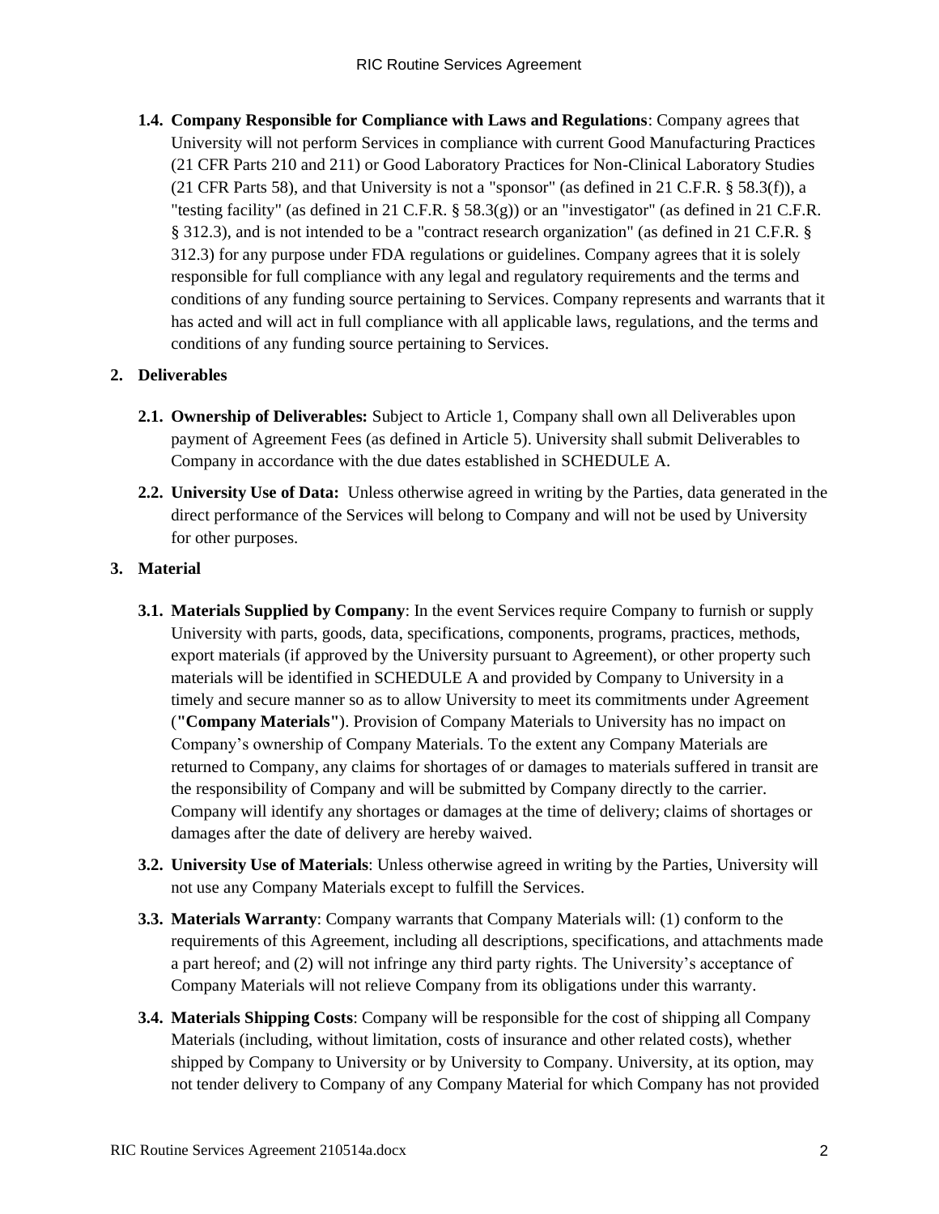**1.4. Company Responsible for Compliance with Laws and Regulations**: Company agrees that University will not perform Services in compliance with current Good Manufacturing Practices (21 CFR Parts 210 and 211) or Good Laboratory Practices for Non-Clinical Laboratory Studies (21 CFR Parts 58), and that University is not a "sponsor" (as defined in 21 C.F.R. § 58.3(f)), a "testing facility" (as defined in 21 C.F.R. § 58.3(g)) or an "investigator" (as defined in 21 C.F.R. § 312.3), and is not intended to be a "contract research organization" (as defined in 21 C.F.R. § 312.3) for any purpose under FDA regulations or guidelines. Company agrees that it is solely responsible for full compliance with any legal and regulatory requirements and the terms and conditions of any funding source pertaining to Services. Company represents and warrants that it has acted and will act in full compliance with all applicable laws, regulations, and the terms and conditions of any funding source pertaining to Services.

## 2. Deliverables

**2.1. Ownership of Deliverables:** Subject to Article 1, Company shall own all Deliverables upon payment of Agreement Fees (as defined in Article 5). University shall submit Deliverables to Company in accordance with the due dates established in SCHEDULE A.

**2.2. University Use of Data:** Unless otherwise agreed in writing by the Parties, data generated in the direct performance of the Services will belong to Company and will not be used by University for other purposes.

## 3. Material

**3.1. Materials Supplied by Company**: In the event Services require Company to furnish or supply University with parts, goods, data, specifications, components, programs, practices, methods, export materials (if approved by the University pursuant to Agreement), or other property such materials will be identified in SCHEDULE A and provided by Company to University in a timely and secure manner so as to allow University to meet its commitments under Agreement (**"Company Materials"**). Provision of Company Materials to University has no impact on Company's ownership of Company Materials. To the extent any Company Materials are returned to Company, any claims for shortages of or damages to materials suffered in transit are the responsibility of Company and will be submitted by Company directly to the carrier. Company will identify any shortages or damages at the time of delivery; claims of shortages or damages after the date of delivery are hereby waived.

**3.2. University Use of Materials**: Unless otherwise agreed in writing by the Parties, University will not use any Company Materials except to fulfill the Services.

**3.3. Materials Warranty**: Company warrants that Company Materials will: (1) conform to the requirements of this Agreement, including all descriptions, specifications, and attachments made a part hereof; and (2) will not infringe any third party rights. The University's acceptance of Company Materials will not relieve Company from its obligations under this warranty.

**3.4. Materials Shipping Costs**: Company will be responsible for the cost of shipping all Company Materials (including, without limitation, costs of insurance and other related costs), whether shipped by Company to University or by University to Company. University, at its option, may not tender delivery to Company of any Company Material for which Company has not provided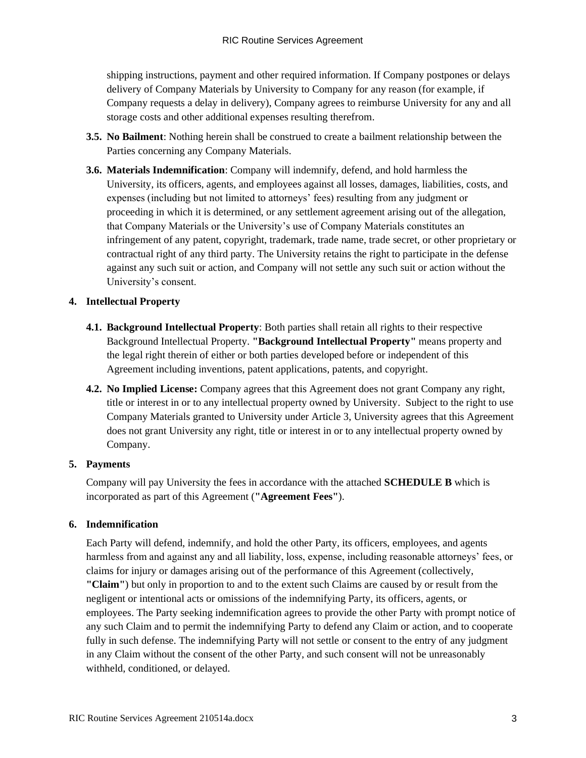shipping instructions, payment and other required information. If Company postpones or delays delivery of Company Materials by University to Company for any reason (for example, if Company requests a delay in delivery), Company agrees to reimburse University for any and all storage costs and other additional expenses resulting therefrom.

**3.5. No Bailment**: Nothing herein shall be construed to create a bailment relationship between the Parties concerning any Company Materials.

**3.6. Materials Indemnification**: Company will indemnify, defend, and hold harmless the University, its officers, agents, and employees against all losses, damages, liabilities, costs, and expenses (including but not limited to attorneys' fees) resulting from any judgment or proceeding in which it is determined, or any settlement agreement arising out of the allegation, that Company Materials or the University's use of Company Materials constitutes an infringement of any patent, copyright, trademark, trade name, trade secret, or other proprietary or contractual right of any third party. The University retains the right to participate in the defense against any such suit or action, and Company will not settle any such suit or action without the University's consent.

## 4. Intellectual Property

**4.1. Background Intellectual Property**: Both parties shall retain all rights to their respective Background Intellectual Property. **"Background Intellectual Property"** means property and the legal right therein of either or both parties developed before or independent of this Agreement including inventions, patent applications, patents, and copyright.

**4.2. No Implied License:** Company agrees that this Agreement does not grant Company any right, title or interest in or to any intellectual property owned by University. Subject to the right to use Company Materials granted to University under Article 3, University agrees that this Agreement does not grant University any right, title or interest in or to any intellectual property owned by Company.

## 5. Payments

Company will pay University the fees in accordance with the attached **SCHEDULE B** which is incorporated as part of this Agreement (**"Agreement Fees"**).

## 6. Indemnification

Each Party will defend, indemnify, and hold the other Party, its officers, employees, and agents harmless from and against any and all liability, loss, expense, including reasonable attorneys' fees, or claims for injury or damages arising out of the performance of this Agreement (collectively, **"Claim"**) but only in proportion to and to the extent such Claims are caused by or result from the negligent or intentional acts or omissions of the indemnifying Party, its officers, agents, or employees. The Party seeking indemnification agrees to provide the other Party with prompt notice of any such Claim and to permit the indemnifying Party to defend any Claim or action, and to cooperate fully in such defense. The indemnifying Party will not settle or consent to the entry of any judgment in any Claim without the consent of the other Party, and such consent will not be unreasonably withheld, conditioned, or delayed.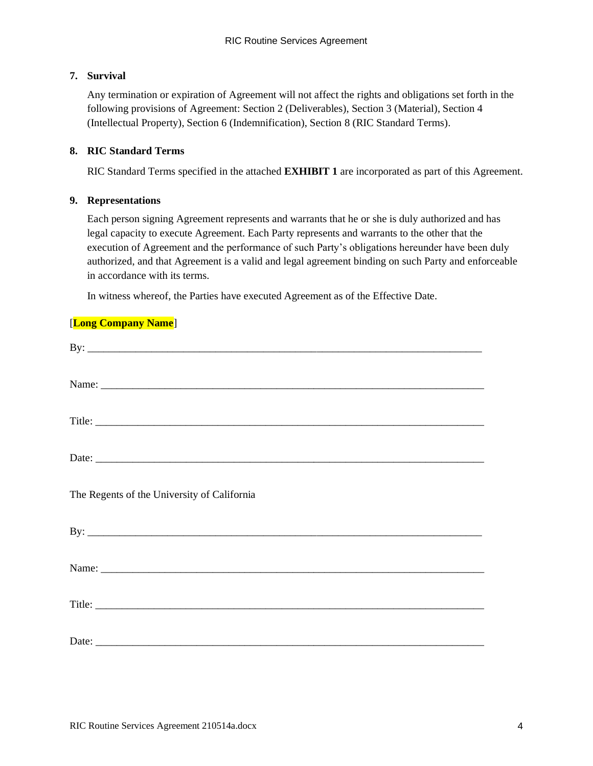**7. Survival**

Any termination or expiration of Agreement will not affect the rights and obligations set forth in the following provisions of Agreement: Section 2 (Deliverables), Section 3 (Material), Section 4 (Intellectual Property), Section 6 (Indemnification), Section 8 (RIC Standard Terms).

**8. RIC Standard Terms**

RIC Standard Terms specified in the attached **EXHIBIT 1** are incorporated as part of this Agreement.

**9. Representations**

Each person signing Agreement represents and warrants that he or she is duly authorized and has legal capacity to execute Agreement. Each Party represents and warrants to the other that the execution of Agreement and the performance of such Party's obligations hereunder have been duly authorized, and that Agreement is a valid and legal agreement binding on such Party and enforceable in accordance with its terms.

In witness whereof, the Parties have executed Agreement as of the Effective Date.

[**Long Company Name**]

By: ___________________________________________________________________________

Name: _________________________________________________________________________

Title: __________________________________________________________________________

Date: __________________________________________________________________________

The Regents of the University of California

By: ___________________________________________________________________________

Name: _________________________________________________________________________

Title: __________________________________________________________________________

Date: __________________________________________________________________________

RIC Routine Services Agreement 210514a.docx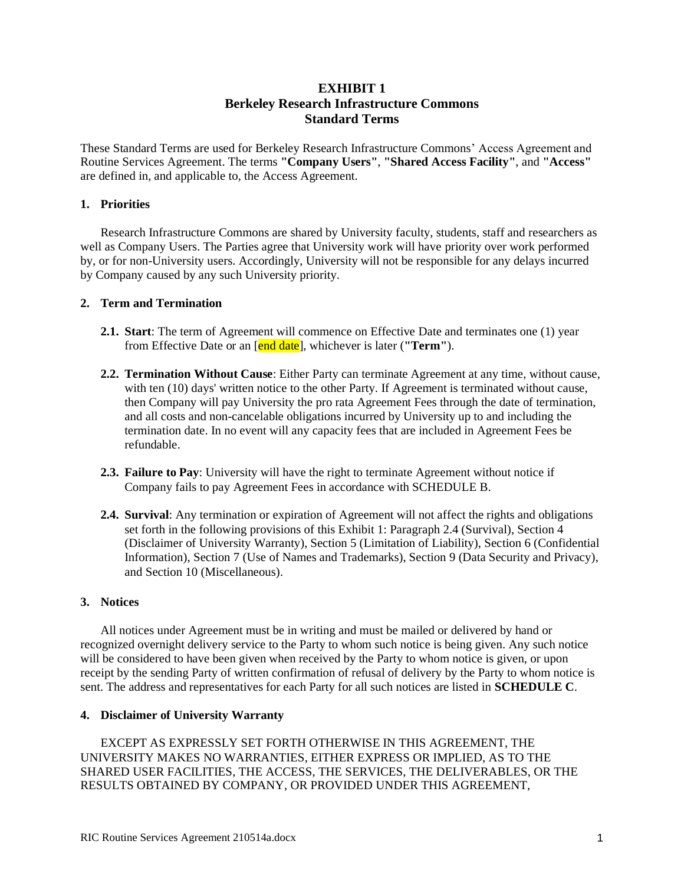# EXHIBIT 1
# Berkeley Research Infrastructure Commons
# Standard Terms

These Standard Terms are used for Berkeley Research Infrastructure Commons' Access Agreement and Routine Services Agreement. The terms **"Company Users"**, **"Shared Access Facility"**, and **"Access"** are defined in, and applicable to, the Access Agreement.

## 1. Priorities

Research Infrastructure Commons are shared by University faculty, students, staff and researchers as well as Company Users. The Parties agree that University work will have priority over work performed by, or for non-University users. Accordingly, University will not be responsible for any delays incurred by Company caused by any such University priority.

## 2. Term and Termination

**2.1. Start**: The term of Agreement will commence on Effective Date and terminates one (1) year from Effective Date or an [end date], whichever is later (**"Term"**).

**2.2. Termination Without Cause**: Either Party can terminate Agreement at any time, without cause, with ten (10) days' written notice to the other Party. If Agreement is terminated without cause, then Company will pay University the pro rata Agreement Fees through the date of termination, and all costs and non-cancelable obligations incurred by University up to and including the termination date. In no event will any capacity fees that are included in Agreement Fees be refundable.

**2.3. Failure to Pay**: University will have the right to terminate Agreement without notice if Company fails to pay Agreement Fees in accordance with SCHEDULE B.

**2.4. Survival**: Any termination or expiration of Agreement will not affect the rights and obligations set forth in the following provisions of this Exhibit 1: Paragraph 2.4 (Survival), Section 4 (Disclaimer of University Warranty), Section 5 (Limitation of Liability), Section 6 (Confidential Information), Section 7 (Use of Names and Trademarks), Section 9 (Data Security and Privacy), and Section 10 (Miscellaneous).

## 3. Notices

All notices under Agreement must be in writing and must be mailed or delivered by hand or recognized overnight delivery service to the Party to whom such notice is being given. Any such notice will be considered to have been given when received by the Party to whom notice is given, or upon receipt by the sending Party of written confirmation of refusal of delivery by the Party to whom notice is sent. The address and representatives for each Party for all such notices are listed in **SCHEDULE C**.

## 4. Disclaimer of University Warranty

EXCEPT AS EXPRESSLY SET FORTH OTHERWISE IN THIS AGREEMENT, THE UNIVERSITY MAKES NO WARRANTIES, EITHER EXPRESS OR IMPLIED, AS TO THE SHARED USER FACILITIES, THE ACCESS, THE SERVICES, THE DELIVERABLES, OR THE RESULTS OBTAINED BY COMPANY, OR PROVIDED UNDER THIS AGREEMENT,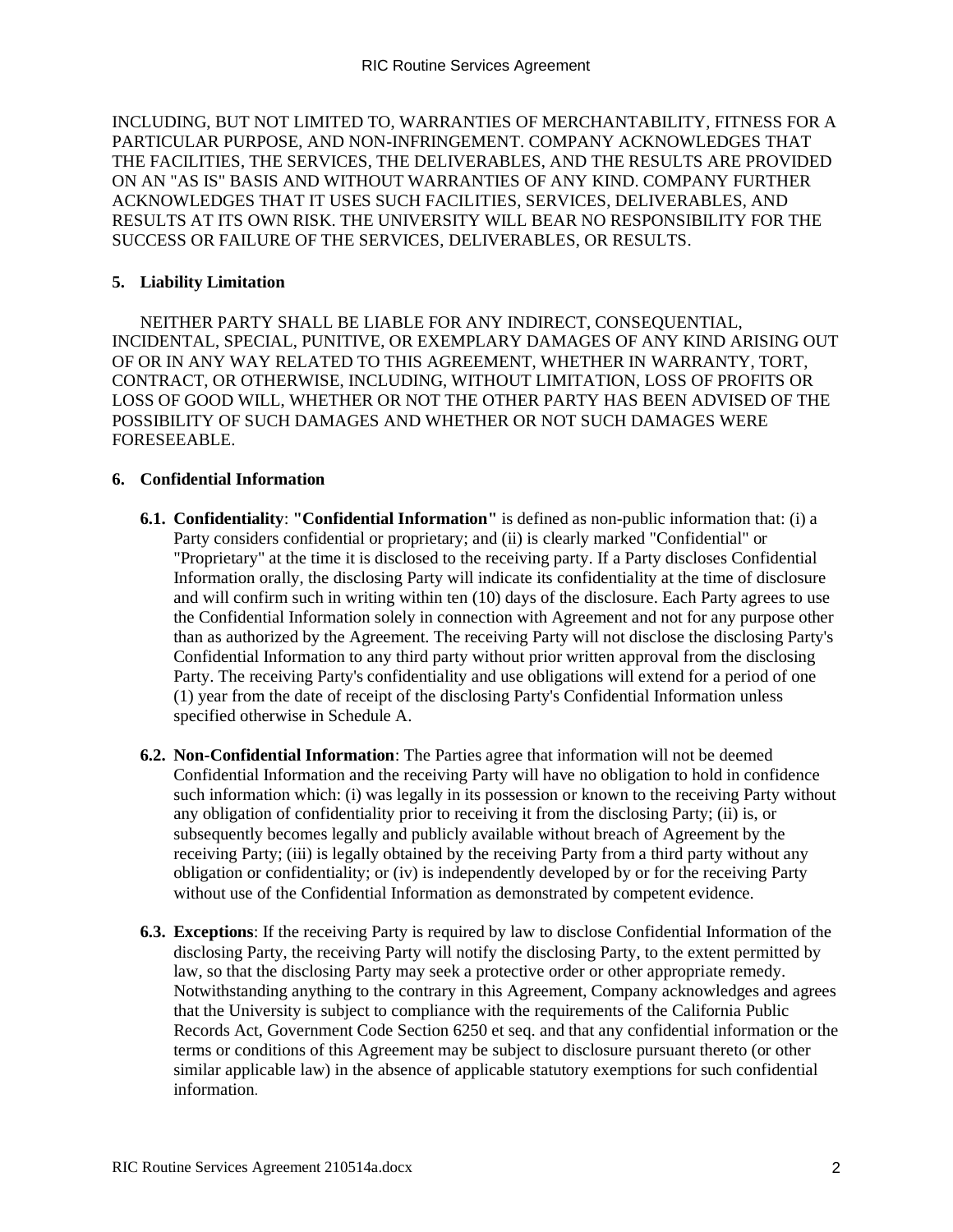INCLUDING, BUT NOT LIMITED TO, WARRANTIES OF MERCHANTABILITY, FITNESS FOR A PARTICULAR PURPOSE, AND NON-INFRINGEMENT. COMPANY ACKNOWLEDGES THAT THE FACILITIES, THE SERVICES, THE DELIVERABLES, AND THE RESULTS ARE PROVIDED ON AN "AS IS" BASIS AND WITHOUT WARRANTIES OF ANY KIND. COMPANY FURTHER ACKNOWLEDGES THAT IT USES SUCH FACILITIES, SERVICES, DELIVERABLES, AND RESULTS AT ITS OWN RISK. THE UNIVERSITY WILL BEAR NO RESPONSIBILITY FOR THE SUCCESS OR FAILURE OF THE SERVICES, DELIVERABLES, OR RESULTS.

**5. Liability Limitation**

NEITHER PARTY SHALL BE LIABLE FOR ANY INDIRECT, CONSEQUENTIAL, INCIDENTAL, SPECIAL, PUNITIVE, OR EXEMPLARY DAMAGES OF ANY KIND ARISING OUT OF OR IN ANY WAY RELATED TO THIS AGREEMENT, WHETHER IN WARRANTY, TORT, CONTRACT, OR OTHERWISE, INCLUDING, WITHOUT LIMITATION, LOSS OF PROFITS OR LOSS OF GOOD WILL, WHETHER OR NOT THE OTHER PARTY HAS BEEN ADVISED OF THE POSSIBILITY OF SUCH DAMAGES AND WHETHER OR NOT SUCH DAMAGES WERE FORESEEABLE.

**6. Confidential Information**

**6.1. Confidentiality**: **"Confidential Information"** is defined as non-public information that: (i) a Party considers confidential or proprietary; and (ii) is clearly marked "Confidential" or "Proprietary" at the time it is disclosed to the receiving party. If a Party discloses Confidential Information orally, the disclosing Party will indicate its confidentiality at the time of disclosure and will confirm such in writing within ten (10) days of the disclosure. Each Party agrees to use the Confidential Information solely in connection with Agreement and not for any purpose other than as authorized by the Agreement. The receiving Party will not disclose the disclosing Party's Confidential Information to any third party without prior written approval from the disclosing Party. The receiving Party's confidentiality and use obligations will extend for a period of one (1) year from the date of receipt of the disclosing Party's Confidential Information unless specified otherwise in Schedule A.

**6.2. Non-Confidential Information**: The Parties agree that information will not be deemed Confidential Information and the receiving Party will have no obligation to hold in confidence such information which: (i) was legally in its possession or known to the receiving Party without any obligation of confidentiality prior to receiving it from the disclosing Party; (ii) is, or subsequently becomes legally and publicly available without breach of Agreement by the receiving Party; (iii) is legally obtained by the receiving Party from a third party without any obligation or confidentiality; or (iv) is independently developed by or for the receiving Party without use of the Confidential Information as demonstrated by competent evidence.

**6.3. Exceptions**: If the receiving Party is required by law to disclose Confidential Information of the disclosing Party, the receiving Party will notify the disclosing Party, to the extent permitted by law, so that the disclosing Party may seek a protective order or other appropriate remedy. Notwithstanding anything to the contrary in this Agreement, Company acknowledges and agrees that the University is subject to compliance with the requirements of the California Public Records Act, Government Code Section 6250 et seq. and that any confidential information or the terms or conditions of this Agreement may be subject to disclosure pursuant thereto (or other similar applicable law) in the absence of applicable statutory exemptions for such confidential information.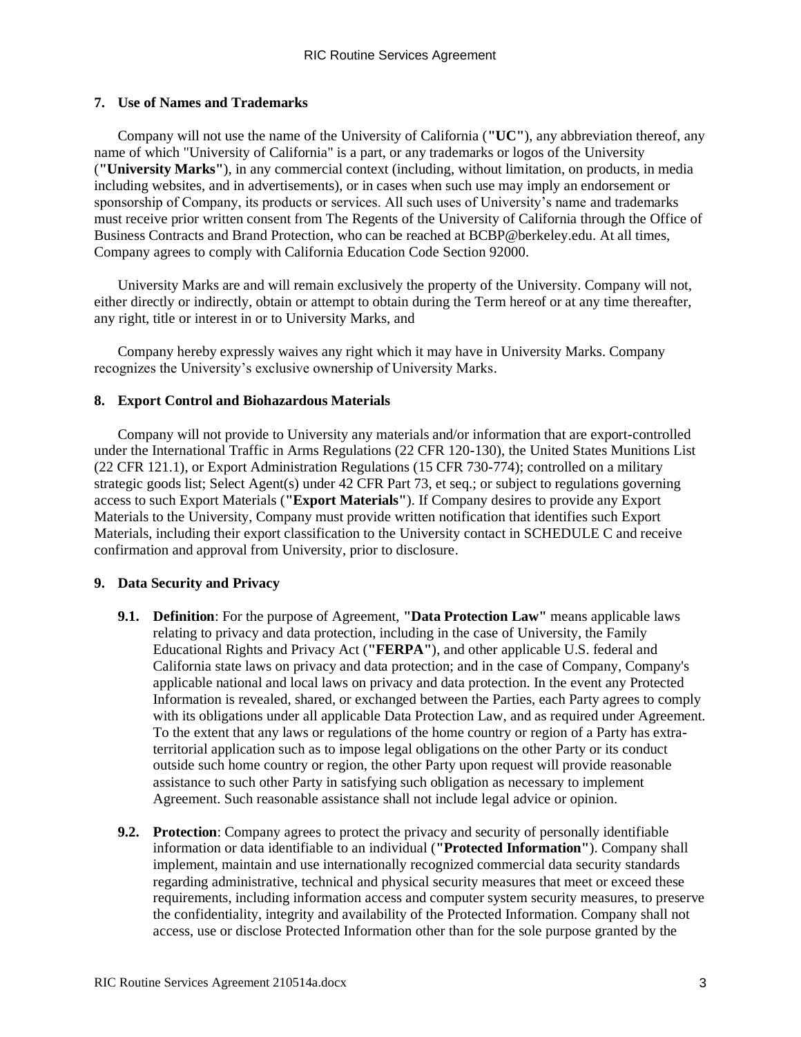## 7. Use of Names and Trademarks

Company will not use the name of the University of California (**"UC"**), any abbreviation thereof, any name of which "University of California" is a part, or any trademarks or logos of the University (**"University Marks"**), in any commercial context (including, without limitation, on products, in media including websites, and in advertisements), or in cases when such use may imply an endorsement or sponsorship of Company, its products or services. All such uses of University's name and trademarks must receive prior written consent from The Regents of the University of California through the Office of Business Contracts and Brand Protection, who can be reached at BCBP@berkeley.edu. At all times, Company agrees to comply with California Education Code Section 92000.

University Marks are and will remain exclusively the property of the University. Company will not, either directly or indirectly, obtain or attempt to obtain during the Term hereof or at any time thereafter, any right, title or interest in or to University Marks, and

Company hereby expressly waives any right which it may have in University Marks. Company recognizes the University's exclusive ownership of University Marks.

## 8. Export Control and Biohazardous Materials

Company will not provide to University any materials and/or information that are export-controlled under the International Traffic in Arms Regulations (22 CFR 120-130), the United States Munitions List (22 CFR 121.1), or Export Administration Regulations (15 CFR 730-774); controlled on a military strategic goods list; Select Agent(s) under 42 CFR Part 73, et seq.; or subject to regulations governing access to such Export Materials (**"Export Materials"**). If Company desires to provide any Export Materials to the University, Company must provide written notification that identifies such Export Materials, including their export classification to the University contact in SCHEDULE C and receive confirmation and approval from University, prior to disclosure.

## 9. Data Security and Privacy

**9.1. Definition**: For the purpose of Agreement, **"Data Protection Law"** means applicable laws relating to privacy and data protection, including in the case of University, the Family Educational Rights and Privacy Act (**"FERPA"**), and other applicable U.S. federal and California state laws on privacy and data protection; and in the case of Company, Company's applicable national and local laws on privacy and data protection. In the event any Protected Information is revealed, shared, or exchanged between the Parties, each Party agrees to comply with its obligations under all applicable Data Protection Law, and as required under Agreement. To the extent that any laws or regulations of the home country or region of a Party has extra-territorial application such as to impose legal obligations on the other Party or its conduct outside such home country or region, the other Party upon request will provide reasonable assistance to such other Party in satisfying such obligation as necessary to implement Agreement. Such reasonable assistance shall not include legal advice or opinion.

**9.2. Protection**: Company agrees to protect the privacy and security of personally identifiable information or data identifiable to an individual (**"Protected Information"**). Company shall implement, maintain and use internationally recognized commercial data security standards regarding administrative, technical and physical security measures that meet or exceed these requirements, including information access and computer system security measures, to preserve the confidentiality, integrity and availability of the Protected Information. Company shall not access, use or disclose Protected Information other than for the sole purpose granted by the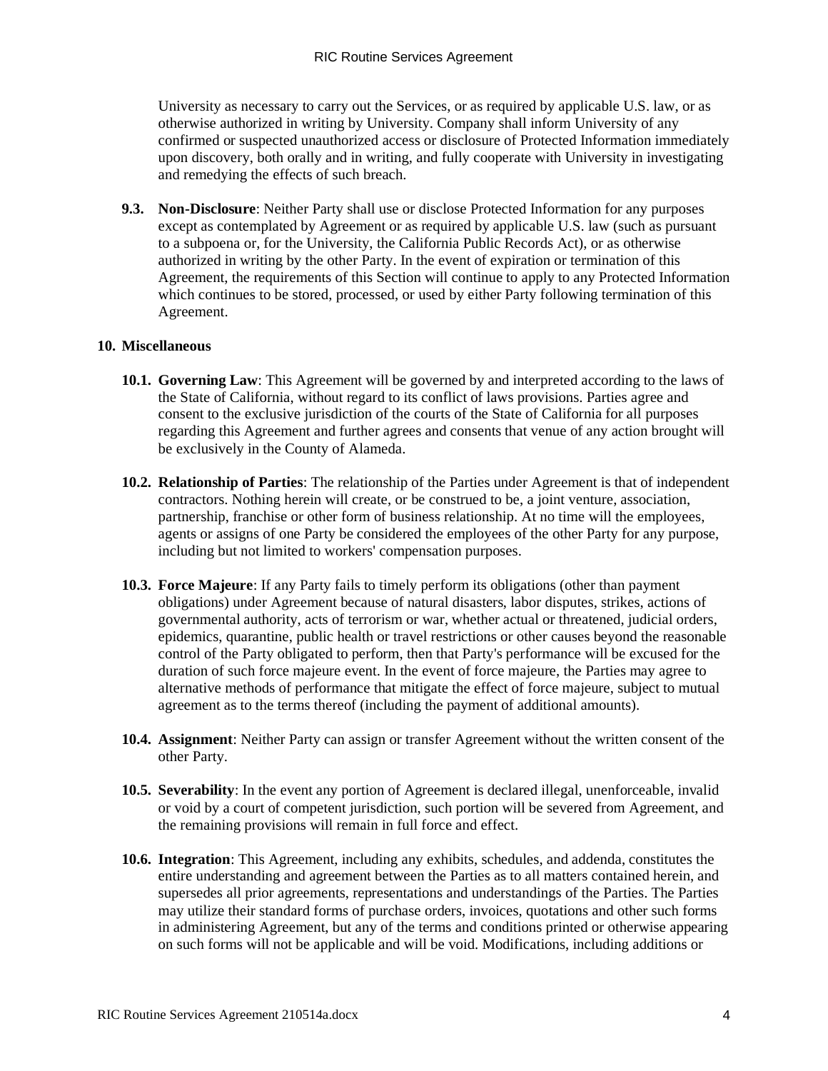University as necessary to carry out the Services, or as required by applicable U.S. law, or as otherwise authorized in writing by University. Company shall inform University of any confirmed or suspected unauthorized access or disclosure of Protected Information immediately upon discovery, both orally and in writing, and fully cooperate with University in investigating and remedying the effects of such breach.

**9.3. Non-Disclosure**: Neither Party shall use or disclose Protected Information for any purposes except as contemplated by Agreement or as required by applicable U.S. law (such as pursuant to a subpoena or, for the University, the California Public Records Act), or as otherwise authorized in writing by the other Party. In the event of expiration or termination of this Agreement, the requirements of this Section will continue to apply to any Protected Information which continues to be stored, processed, or used by either Party following termination of this Agreement.

## 10. Miscellaneous

**10.1. Governing Law**: This Agreement will be governed by and interpreted according to the laws of the State of California, without regard to its conflict of laws provisions. Parties agree and consent to the exclusive jurisdiction of the courts of the State of California for all purposes regarding this Agreement and further agrees and consents that venue of any action brought will be exclusively in the County of Alameda.

**10.2. Relationship of Parties**: The relationship of the Parties under Agreement is that of independent contractors. Nothing herein will create, or be construed to be, a joint venture, association, partnership, franchise or other form of business relationship. At no time will the employees, agents or assigns of one Party be considered the employees of the other Party for any purpose, including but not limited to workers' compensation purposes.

**10.3. Force Majeure**: If any Party fails to timely perform its obligations (other than payment obligations) under Agreement because of natural disasters, labor disputes, strikes, actions of governmental authority, acts of terrorism or war, whether actual or threatened, judicial orders, epidemics, quarantine, public health or travel restrictions or other causes beyond the reasonable control of the Party obligated to perform, then that Party's performance will be excused for the duration of such force majeure event. In the event of force majeure, the Parties may agree to alternative methods of performance that mitigate the effect of force majeure, subject to mutual agreement as to the terms thereof (including the payment of additional amounts).

**10.4. Assignment**: Neither Party can assign or transfer Agreement without the written consent of the other Party.

**10.5. Severability**: In the event any portion of Agreement is declared illegal, unenforceable, invalid or void by a court of competent jurisdiction, such portion will be severed from Agreement, and the remaining provisions will remain in full force and effect.

**10.6. Integration**: This Agreement, including any exhibits, schedules, and addenda, constitutes the entire understanding and agreement between the Parties as to all matters contained herein, and supersedes all prior agreements, representations and understandings of the Parties. The Parties may utilize their standard forms of purchase orders, invoices, quotations and other such forms in administering Agreement, but any of the terms and conditions printed or otherwise appearing on such forms will not be applicable and will be void. Modifications, including additions or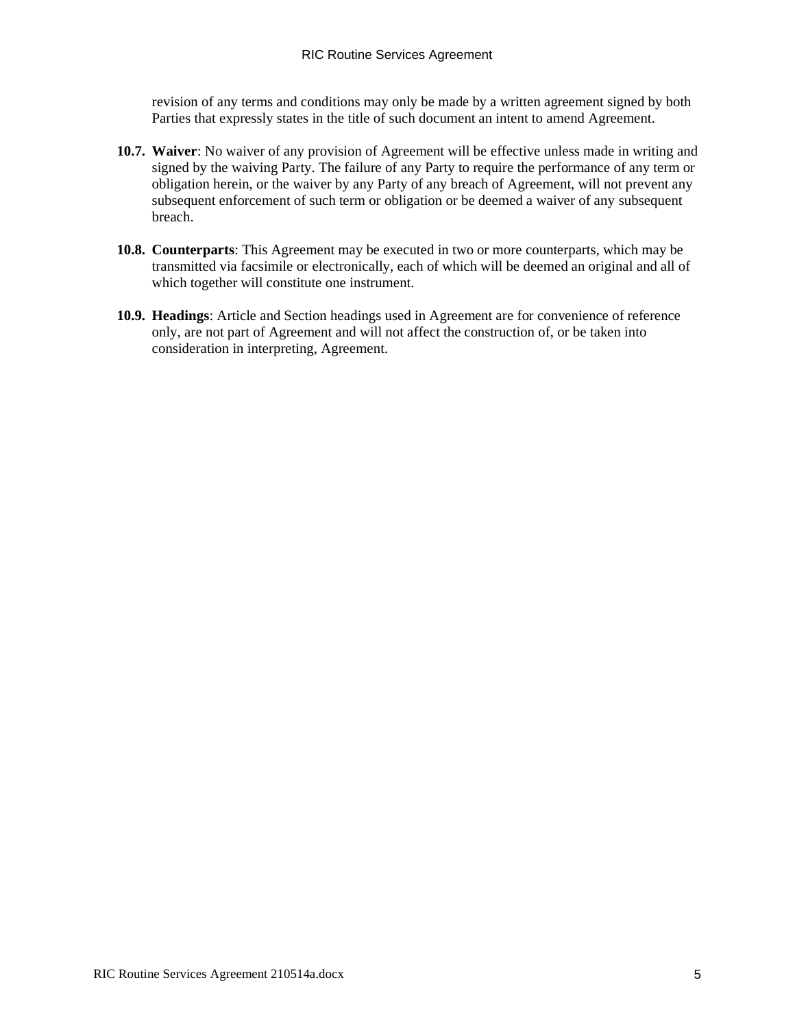revision of any terms and conditions may only be made by a written agreement signed by both Parties that expressly states in the title of such document an intent to amend Agreement.

**10.7. Waiver**: No waiver of any provision of Agreement will be effective unless made in writing and signed by the waiving Party. The failure of any Party to require the performance of any term or obligation herein, or the waiver by any Party of any breach of Agreement, will not prevent any subsequent enforcement of such term or obligation or be deemed a waiver of any subsequent breach.

**10.8. Counterparts**: This Agreement may be executed in two or more counterparts, which may be transmitted via facsimile or electronically, each of which will be deemed an original and all of which together will constitute one instrument.

**10.9. Headings**: Article and Section headings used in Agreement are for convenience of reference only, are not part of Agreement and will not affect the construction of, or be taken into consideration in interpreting, Agreement.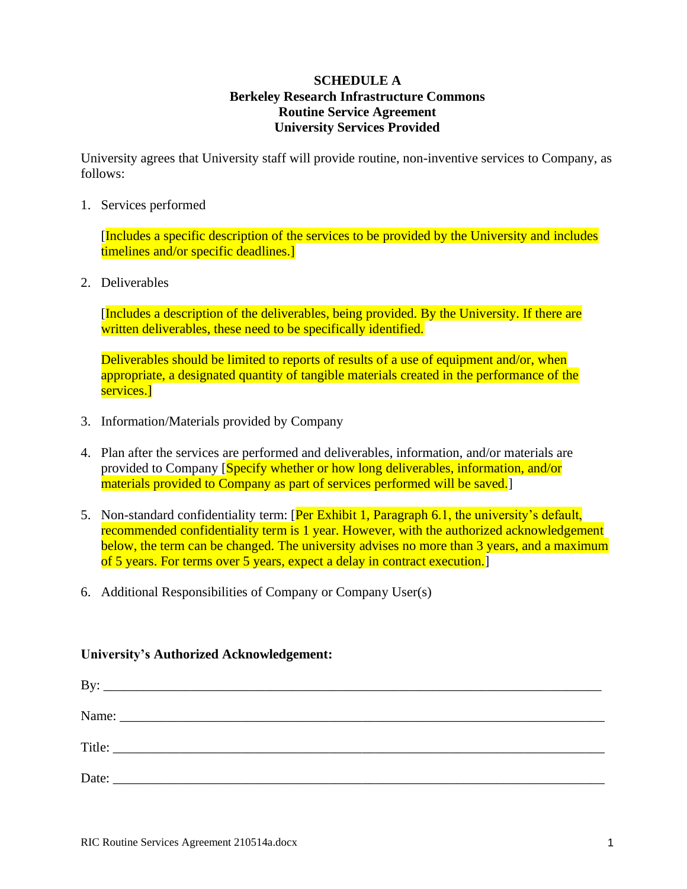# SCHEDULE A
## Berkeley Research Infrastructure Commons
## Routine Service Agreement
## University Services Provided

University agrees that University staff will provide routine, non-inventive services to Company, as follows:

1. Services performed

   [Includes a specific description of the services to be provided by the University and includes timelines and/or specific deadlines.]

2. Deliverables

   [Includes a description of the deliverables, being provided. By the University. If there are written deliverables, these need to be specifically identified.

   Deliverables should be limited to reports of results of a use of equipment and/or, when appropriate, a designated quantity of tangible materials created in the performance of the services.]

3. Information/Materials provided by Company

4. Plan after the services are performed and deliverables, information, and/or materials are provided to Company [Specify whether or how long deliverables, information, and/or materials provided to Company as part of services performed will be saved.]

5. Non-standard confidentiality term: [Per Exhibit 1, Paragraph 6.1, the university's default, recommended confidentiality term is 1 year. However, with the authorized acknowledgement below, the term can be changed. The university advises no more than 3 years, and a maximum of 5 years. For terms over 5 years, expect a delay in contract execution.]

6. Additional Responsibilities of Company or Company User(s)

**University's Authorized Acknowledgement:**

By: ______________________________________________________________________

Name: ____________________________________________________________________

Title: _____________________________________________________________________

Date: _____________________________________________________________________

RIC Routine Services Agreement 210514a.docx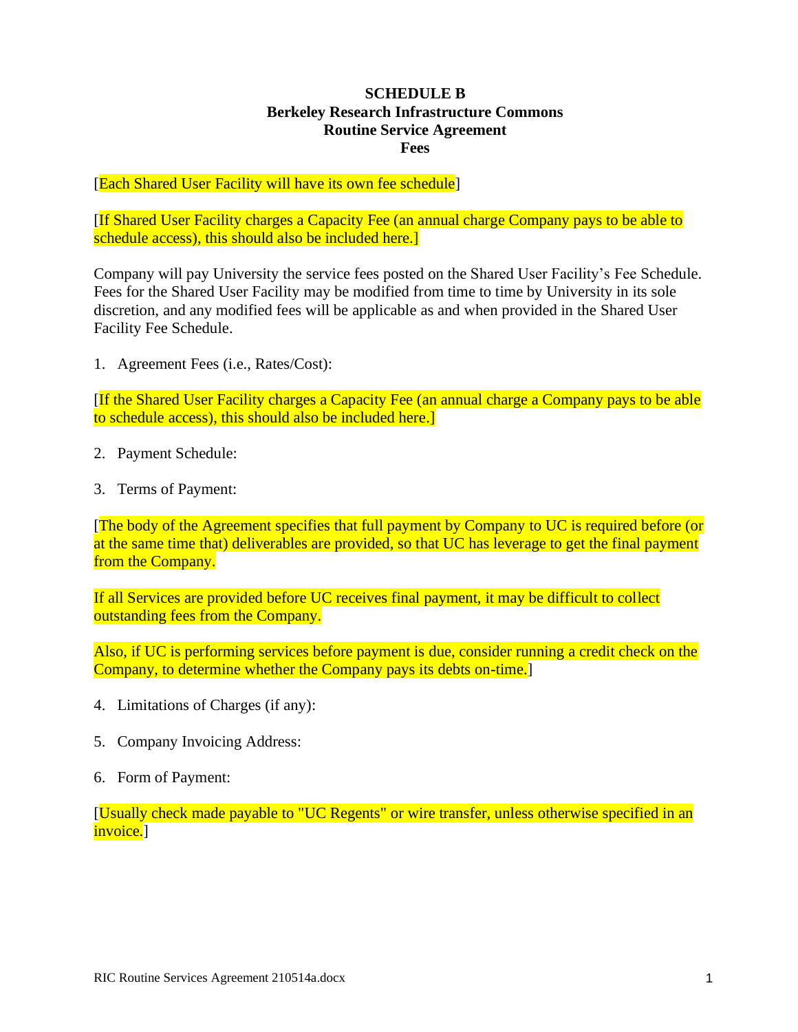# SCHEDULE B
## Berkeley Research Infrastructure Commons
## Routine Service Agreement
## Fees

[Each Shared User Facility will have its own fee schedule]

[If Shared User Facility charges a Capacity Fee (an annual charge Company pays to be able to schedule access), this should also be included here.]

Company will pay University the service fees posted on the Shared User Facility's Fee Schedule. Fees for the Shared User Facility may be modified from time to time by University in its sole discretion, and any modified fees will be applicable as and when provided in the Shared User Facility Fee Schedule.

1. Agreement Fees (i.e., Rates/Cost):

[If the Shared User Facility charges a Capacity Fee (an annual charge a Company pays to be able to schedule access), this should also be included here.]

2. Payment Schedule:

3. Terms of Payment:

[The body of the Agreement specifies that full payment by Company to UC is required before (or at the same time that) deliverables are provided, so that UC has leverage to get the final payment from the Company.

If all Services are provided before UC receives final payment, it may be difficult to collect outstanding fees from the Company.

Also, if UC is performing services before payment is due, consider running a credit check on the Company, to determine whether the Company pays its debts on-time.]

4. Limitations of Charges (if any):

5. Company Invoicing Address:

6. Form of Payment:

[Usually check made payable to "UC Regents" or wire transfer, unless otherwise specified in an invoice.]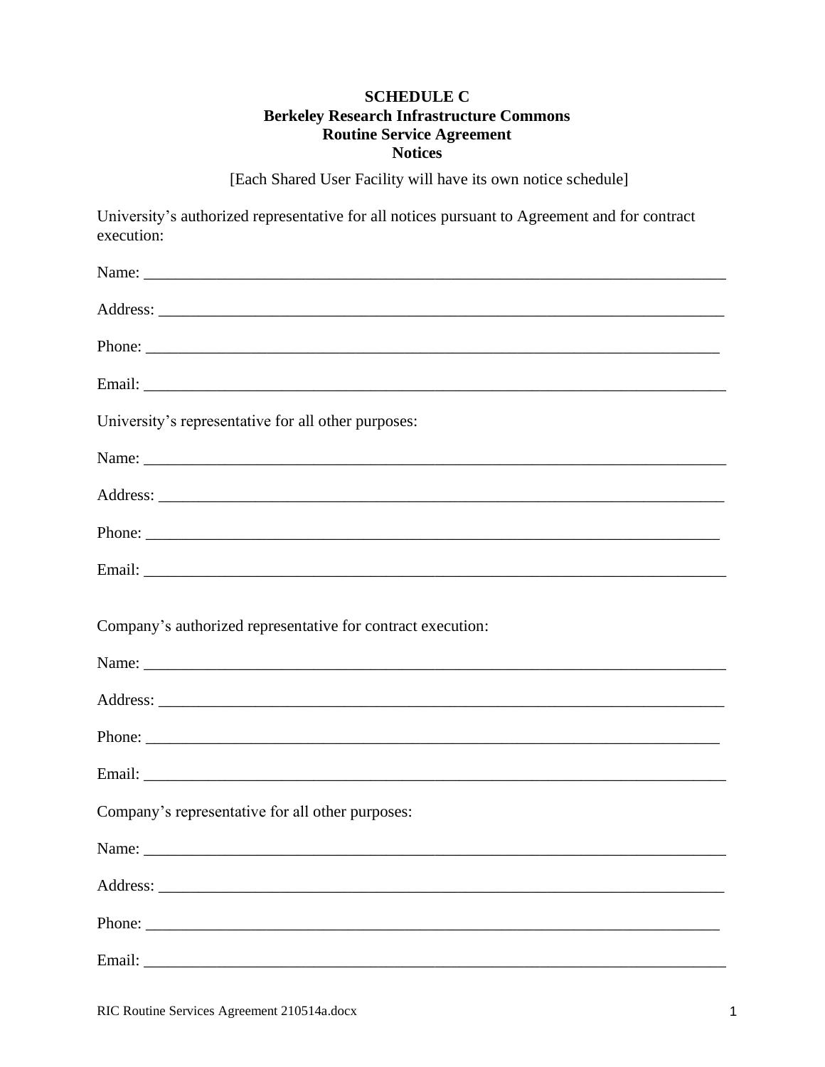# SCHEDULE C
## Berkeley Research Infrastructure Commons
## Routine Service Agreement
## Notices

[Each Shared User Facility will have its own notice schedule]

University's authorized representative for all notices pursuant to Agreement and for contract execution:

Name: ___________________________________________________________________________

Address: _________________________________________________________________________

Phone: __________________________________________________________________________

Email: ___________________________________________________________________________

University's representative for all other purposes:

Name: ___________________________________________________________________________

Address: _________________________________________________________________________

Phone: __________________________________________________________________________

Email: ___________________________________________________________________________

Company's authorized representative for contract execution:

Name: ___________________________________________________________________________

Address: _________________________________________________________________________

Phone: __________________________________________________________________________

Email: ___________________________________________________________________________

Company's representative for all other purposes:

Name: ___________________________________________________________________________

Address: _________________________________________________________________________

Phone: __________________________________________________________________________

Email: ___________________________________________________________________________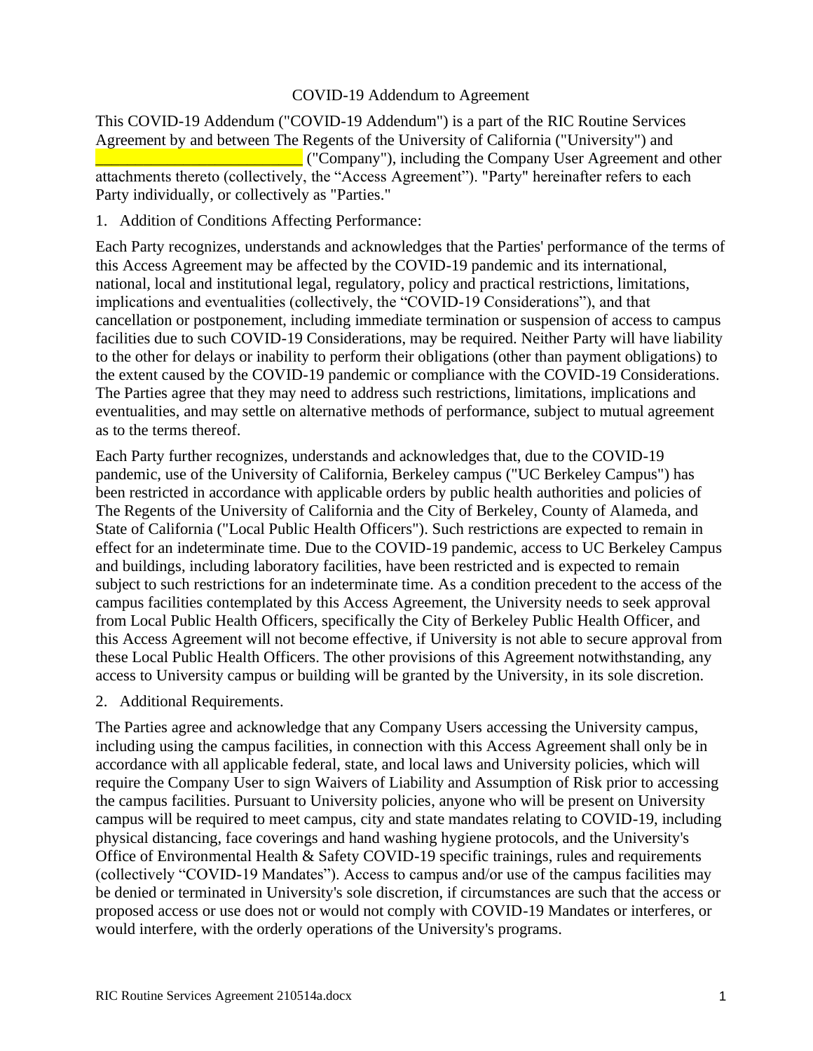COVID-19 Addendum to Agreement

This COVID-19 Addendum ("COVID-19 Addendum") is a part of the RIC Routine Services Agreement by and between The Regents of the University of California ("University") and __________________________ ("Company"), including the Company User Agreement and other attachments thereto (collectively, the "Access Agreement"). "Party" hereinafter refers to each Party individually, or collectively as "Parties."

1. Addition of Conditions Affecting Performance:

Each Party recognizes, understands and acknowledges that the Parties' performance of the terms of this Access Agreement may be affected by the COVID-19 pandemic and its international, national, local and institutional legal, regulatory, policy and practical restrictions, limitations, implications and eventualities (collectively, the "COVID-19 Considerations"), and that cancellation or postponement, including immediate termination or suspension of access to campus facilities due to such COVID-19 Considerations, may be required. Neither Party will have liability to the other for delays or inability to perform their obligations (other than payment obligations) to the extent caused by the COVID-19 pandemic or compliance with the COVID-19 Considerations. The Parties agree that they may need to address such restrictions, limitations, implications and eventualities, and may settle on alternative methods of performance, subject to mutual agreement as to the terms thereof.

Each Party further recognizes, understands and acknowledges that, due to the COVID-19 pandemic, use of the University of California, Berkeley campus ("UC Berkeley Campus") has been restricted in accordance with applicable orders by public health authorities and policies of The Regents of the University of California and the City of Berkeley, County of Alameda, and State of California ("Local Public Health Officers"). Such restrictions are expected to remain in effect for an indeterminate time. Due to the COVID-19 pandemic, access to UC Berkeley Campus and buildings, including laboratory facilities, have been restricted and is expected to remain subject to such restrictions for an indeterminate time. As a condition precedent to the access of the campus facilities contemplated by this Access Agreement, the University needs to seek approval from Local Public Health Officers, specifically the City of Berkeley Public Health Officer, and this Access Agreement will not become effective, if University is not able to secure approval from these Local Public Health Officers. The other provisions of this Agreement notwithstanding, any access to University campus or building will be granted by the University, in its sole discretion.

2. Additional Requirements.

The Parties agree and acknowledge that any Company Users accessing the University campus, including using the campus facilities, in connection with this Access Agreement shall only be in accordance with all applicable federal, state, and local laws and University policies, which will require the Company User to sign Waivers of Liability and Assumption of Risk prior to accessing the campus facilities. Pursuant to University policies, anyone who will be present on University campus will be required to meet campus, city and state mandates relating to COVID-19, including physical distancing, face coverings and hand washing hygiene protocols, and the University's Office of Environmental Health & Safety COVID-19 specific trainings, rules and requirements (collectively "COVID-19 Mandates"). Access to campus and/or use of the campus facilities may be denied or terminated in University's sole discretion, if circumstances are such that the access or proposed access or use does not or would not comply with COVID-19 Mandates or interferes, or would interfere, with the orderly operations of the University's programs.